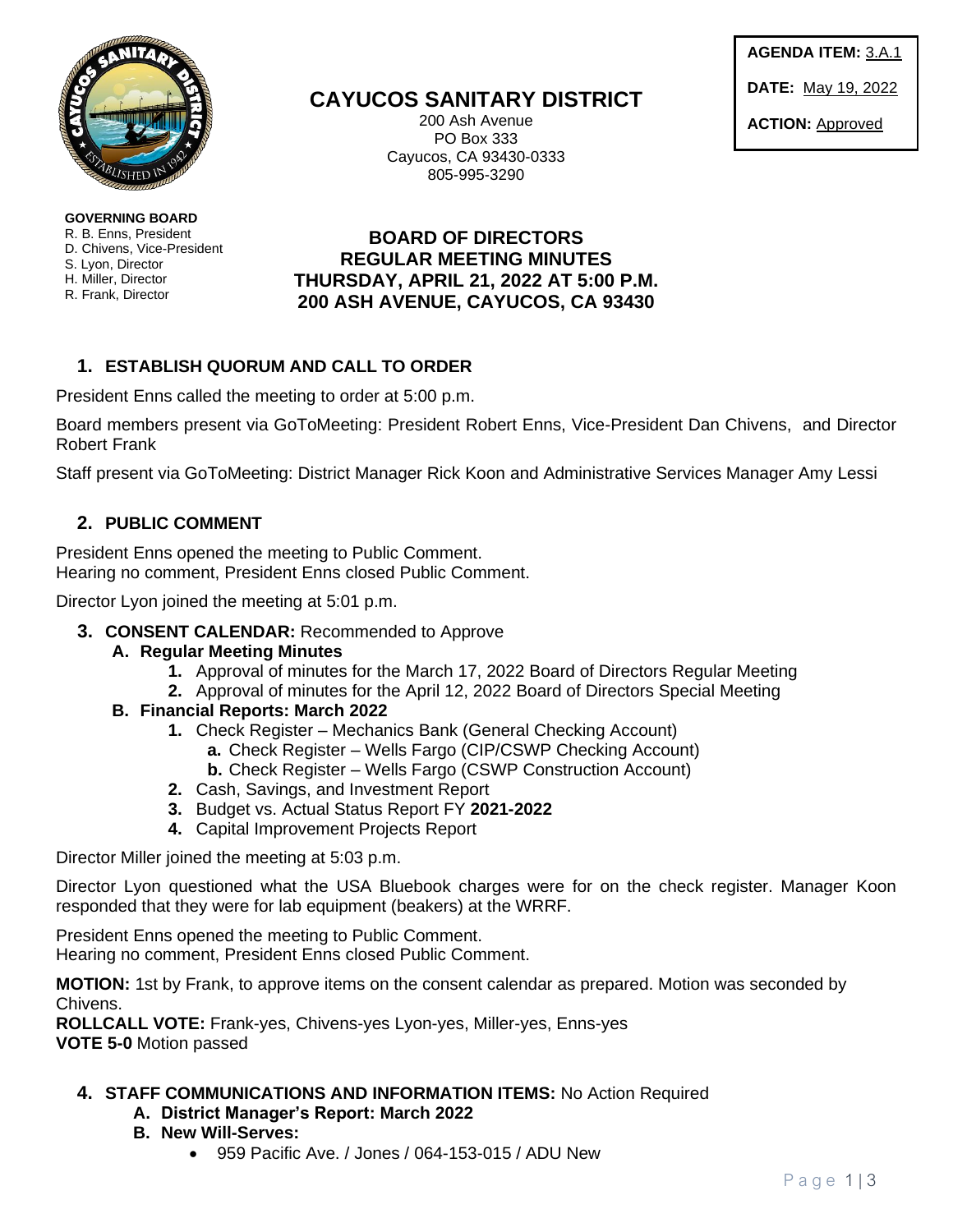**AGENDA ITEM:** 3.A.1

**DATE:** May 19, 2022

**ACTION:** Approved

# CAYUCOS SANITARY DISTRICT

200 Ash Avenue
PO Box 333
Cayucos, CA 93430-0333
805-995-3290

**GOVERNING BOARD**
R. B. Enns, President
D. Chivens, Vice-President
S. Lyon, Director
H. Miller, Director
R. Frank, Director

## BOARD OF DIRECTORS
## REGULAR MEETING MINUTES
## THURSDAY, APRIL 21, 2022 AT 5:00 P.M.
## 200 ASH AVENUE, CAYUCOS, CA 93430

### 1. ESTABLISH QUORUM AND CALL TO ORDER

President Enns called the meeting to order at 5:00 p.m.

Board members present via GoToMeeting: President Robert Enns, Vice-President Dan Chivens, and Director Robert Frank

Staff present via GoToMeeting: District Manager Rick Koon and Administrative Services Manager Amy Lessi

### 2. PUBLIC COMMENT

President Enns opened the meeting to Public Comment.
Hearing no comment, President Enns closed Public Comment.

Director Lyon joined the meeting at 5:01 p.m.

### 3. CONSENT CALENDAR: Recommended to Approve

**A. Regular Meeting Minutes**

1. Approval of minutes for the March 17, 2022 Board of Directors Regular Meeting
2. Approval of minutes for the April 12, 2022 Board of Directors Special Meeting

**B. Financial Reports: March 2022**

1. Check Register – Mechanics Bank (General Checking Account)
   - **a.** Check Register – Wells Fargo (CIP/CSWP Checking Account)
   - **b.** Check Register – Wells Fargo (CSWP Construction Account)
2. Cash, Savings, and Investment Report
3. Budget vs. Actual Status Report FY **2021-2022**
4. Capital Improvement Projects Report

Director Miller joined the meeting at 5:03 p.m.

Director Lyon questioned what the USA Bluebook charges were for on the check register. Manager Koon responded that they were for lab equipment (beakers) at the WRRF.

President Enns opened the meeting to Public Comment.
Hearing no comment, President Enns closed Public Comment.

**MOTION:** 1st by Frank, to approve items on the consent calendar as prepared. Motion was seconded by Chivens.
**ROLLCALL VOTE:** Frank-yes, Chivens-yes Lyon-yes, Miller-yes, Enns-yes
**VOTE 5-0** Motion passed

### 4. STAFF COMMUNICATIONS AND INFORMATION ITEMS: No Action Required

**A. District Manager's Report: March 2022**

**B. New Will-Serves:**

- 959 Pacific Ave. / Jones / 064-153-015 / ADU New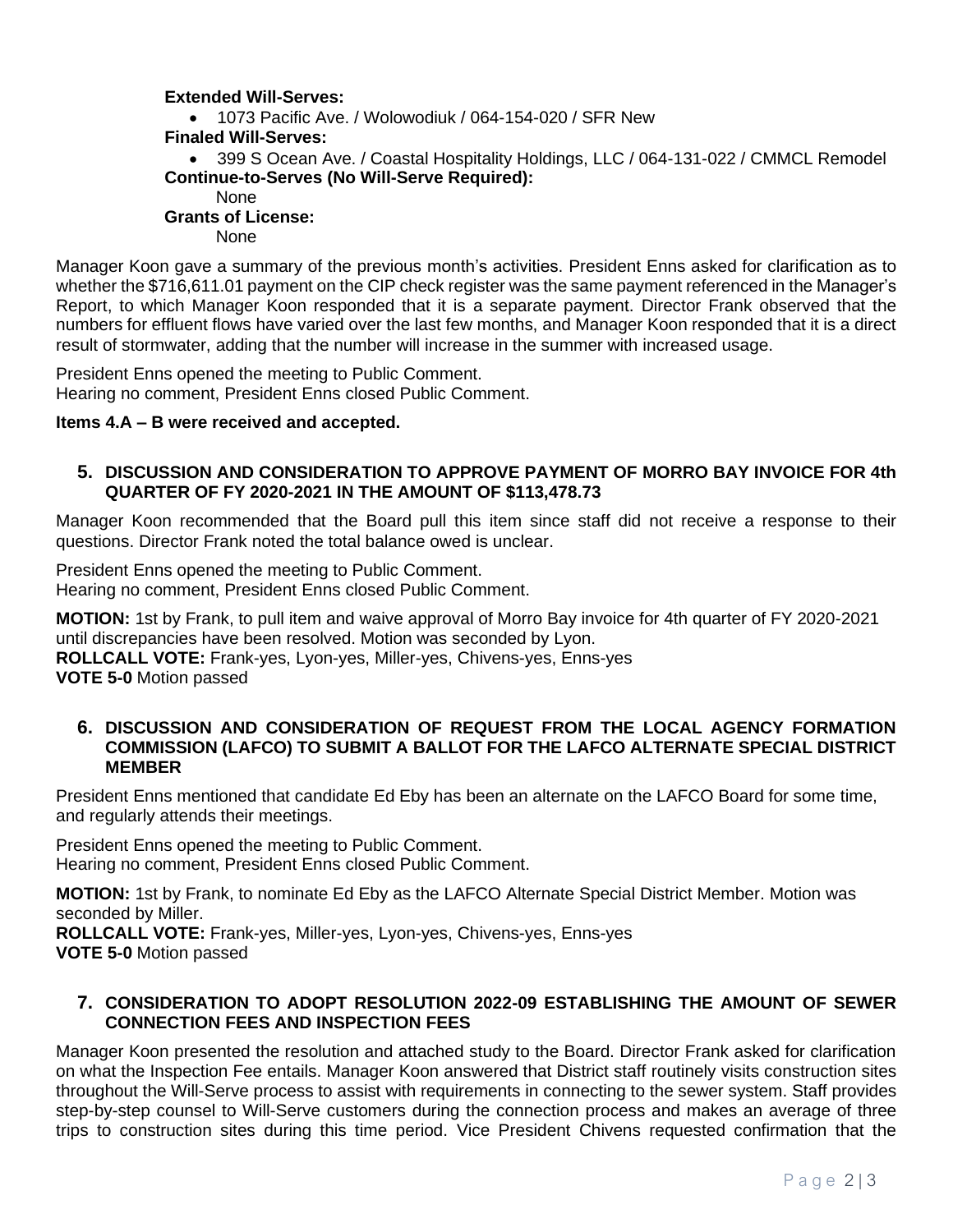**Extended Will-Serves:**

- 1073 Pacific Ave. / Wolowodiuk / 064-154-020 / SFR New

**Finaled Will-Serves:**

- 399 S Ocean Ave. / Coastal Hospitality Holdings, LLC / 064-131-022 / CMMCL Remodel

**Continue-to-Serves (No Will-Serve Required):**

None

**Grants of License:**

None

Manager Koon gave a summary of the previous month's activities. President Enns asked for clarification as to whether the $716,611.01 payment on the CIP check register was the same payment referenced in the Manager's Report, to which Manager Koon responded that it is a separate payment. Director Frank observed that the numbers for effluent flows have varied over the last few months, and Manager Koon responded that it is a direct result of stormwater, adding that the number will increase in the summer with increased usage.

President Enns opened the meeting to Public Comment.
Hearing no comment, President Enns closed Public Comment.

**Items 4.A – B were received and accepted.**

## 5. DISCUSSION AND CONSIDERATION TO APPROVE PAYMENT OF MORRO BAY INVOICE FOR 4th QUARTER OF FY 2020-2021 IN THE AMOUNT OF $113,478.73

Manager Koon recommended that the Board pull this item since staff did not receive a response to their questions. Director Frank noted the total balance owed is unclear.

President Enns opened the meeting to Public Comment.
Hearing no comment, President Enns closed Public Comment.

**MOTION:** 1st by Frank, to pull item and waive approval of Morro Bay invoice for 4th quarter of FY 2020-2021 until discrepancies have been resolved. Motion was seconded by Lyon.
**ROLLCALL VOTE:** Frank-yes, Lyon-yes, Miller-yes, Chivens-yes, Enns-yes
**VOTE 5-0** Motion passed

## 6. DISCUSSION AND CONSIDERATION OF REQUEST FROM THE LOCAL AGENCY FORMATION COMMISSION (LAFCO) TO SUBMIT A BALLOT FOR THE LAFCO ALTERNATE SPECIAL DISTRICT MEMBER

President Enns mentioned that candidate Ed Eby has been an alternate on the LAFCO Board for some time, and regularly attends their meetings.

President Enns opened the meeting to Public Comment.
Hearing no comment, President Enns closed Public Comment.

**MOTION:** 1st by Frank, to nominate Ed Eby as the LAFCO Alternate Special District Member. Motion was seconded by Miller.
**ROLLCALL VOTE:** Frank-yes, Miller-yes, Lyon-yes, Chivens-yes, Enns-yes
**VOTE 5-0** Motion passed

## 7. CONSIDERATION TO ADOPT RESOLUTION 2022-09 ESTABLISHING THE AMOUNT OF SEWER CONNECTION FEES AND INSPECTION FEES

Manager Koon presented the resolution and attached study to the Board. Director Frank asked for clarification on what the Inspection Fee entails. Manager Koon answered that District staff routinely visits construction sites throughout the Will-Serve process to assist with requirements in connecting to the sewer system. Staff provides step-by-step counsel to Will-Serve customers during the connection process and makes an average of three trips to construction sites during this time period. Vice President Chivens requested confirmation that the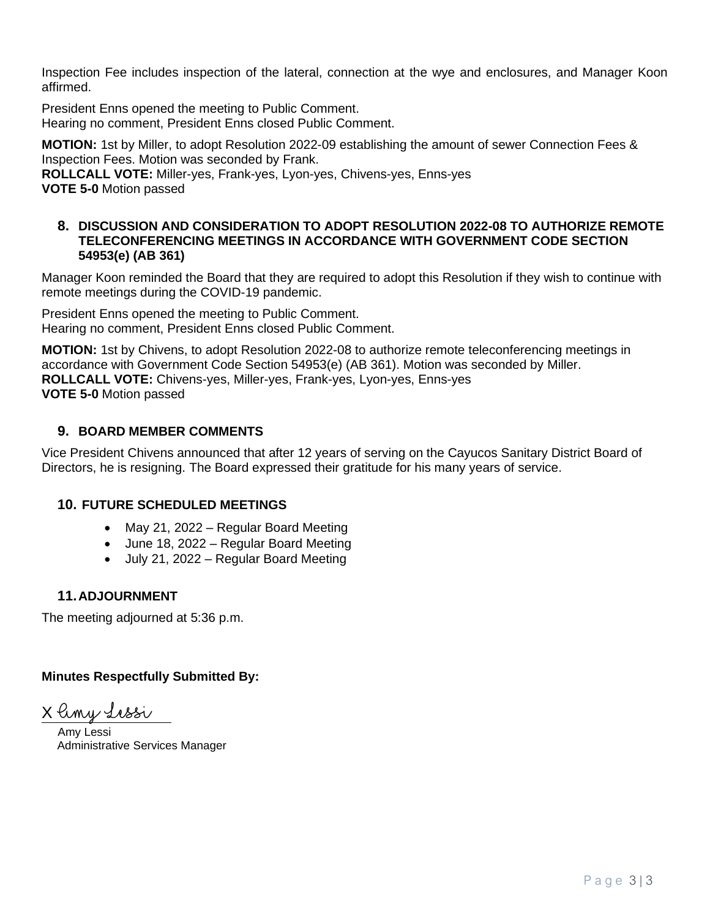Inspection Fee includes inspection of the lateral, connection at the wye and enclosures, and Manager Koon affirmed.

President Enns opened the meeting to Public Comment.
Hearing no comment, President Enns closed Public Comment.

**MOTION:** 1st by Miller, to adopt Resolution 2022-09 establishing the amount of sewer Connection Fees & Inspection Fees. Motion was seconded by Frank.
**ROLLCALL VOTE:** Miller-yes, Frank-yes, Lyon-yes, Chivens-yes, Enns-yes
**VOTE 5-0** Motion passed

### 8. DISCUSSION AND CONSIDERATION TO ADOPT RESOLUTION 2022-08 TO AUTHORIZE REMOTE TELECONFERENCING MEETINGS IN ACCORDANCE WITH GOVERNMENT CODE SECTION 54953(e) (AB 361)

Manager Koon reminded the Board that they are required to adopt this Resolution if they wish to continue with remote meetings during the COVID-19 pandemic.

President Enns opened the meeting to Public Comment.
Hearing no comment, President Enns closed Public Comment.

**MOTION:** 1st by Chivens, to adopt Resolution 2022-08 to authorize remote teleconferencing meetings in accordance with Government Code Section 54953(e) (AB 361). Motion was seconded by Miller.
**ROLLCALL VOTE:** Chivens-yes, Miller-yes, Frank-yes, Lyon-yes, Enns-yes
**VOTE 5-0** Motion passed

### 9. BOARD MEMBER COMMENTS

Vice President Chivens announced that after 12 years of serving on the Cayucos Sanitary District Board of Directors, he is resigning. The Board expressed their gratitude for his many years of service.

### 10. FUTURE SCHEDULED MEETINGS

- May 21, 2022 – Regular Board Meeting
- June 18, 2022 – Regular Board Meeting
- July 21, 2022 – Regular Board Meeting

### 11. ADJOURNMENT

The meeting adjourned at 5:36 p.m.

**Minutes Respectfully Submitted By:**

X Amy Lessi

Amy Lessi
Administrative Services Manager